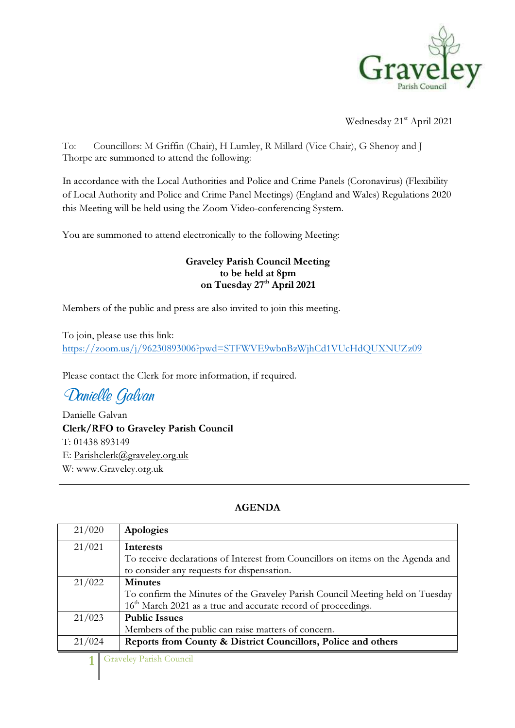Graveley
Parish Council

Wednesday 21st April 2021

To: Councillors: M Griffin (Chair), H Lumley, R Millard (Vice Chair), G Shenoy and J Thorpe are summoned to attend the following:

In accordance with the Local Authorities and Police and Crime Panels (Coronavirus) (Flexibility of Local Authority and Police and Crime Panel Meetings) (England and Wales) Regulations 2020 this Meeting will be held using the Zoom Video-conferencing System.

You are summoned to attend electronically to the following Meeting:

**Graveley Parish Council Meeting**
**to be held at 8pm**
**on Tuesday 27th April 2021**

Members of the public and press are also invited to join this meeting.

To join, please use this link:
https://zoom.us/j/96230893006?pwd=STFWVE9wbnBzWjhCd1VUcHdQUXNUZz09

Please contact the Clerk for more information, if required.

Danielle Galvan

Danielle Galvan
**Clerk/RFO to Graveley Parish Council**
T: 01438 893149
E: Parishclerk@graveley.org.uk
W: www.Graveley.org.uk

---

## AGENDA

| | |
|---|---|
| 21/020 | **Apologies** |
| 21/021 | **Interests**<br>To receive declarations of Interest from Councillors on items on the Agenda and to consider any requests for dispensation. |
| 21/022 | **Minutes**<br>To confirm the Minutes of the Graveley Parish Council Meeting held on Tuesday 16th March 2021 as a true and accurate record of proceedings. |
| 21/023 | **Public Issues**<br>Members of the public can raise matters of concern. |
| 21/024 | **Reports from County & District Councillors, Police and others** |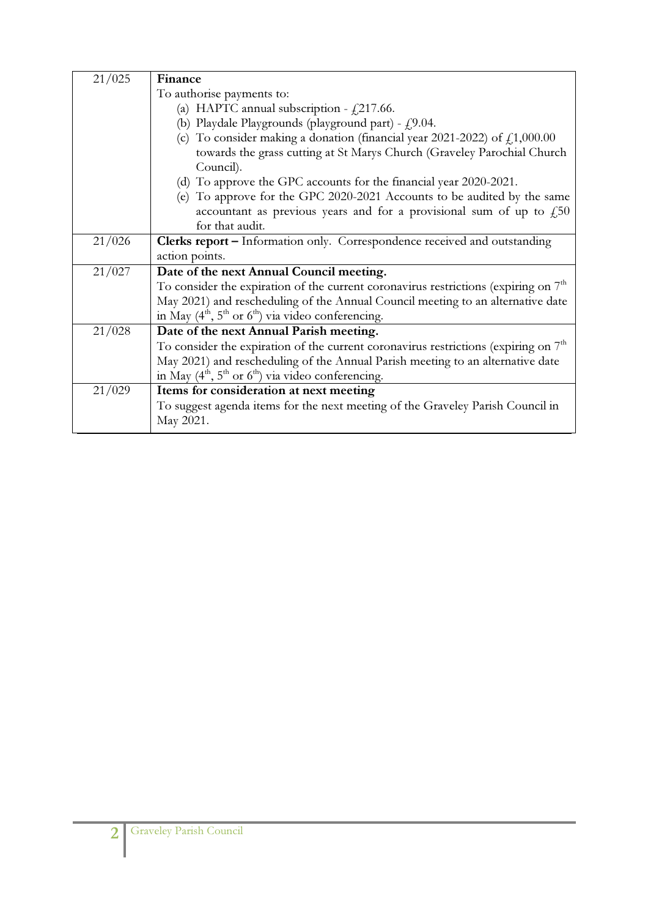| | |
|---|---|
| 21/025 | **Finance**<br>To authorise payments to:<br>(a) HAPTC annual subscription - £217.66.<br>(b) Playdale Playgrounds (playground part) - £9.04.<br>(c) To consider making a donation (financial year 2021-2022) of £1,000.00 towards the grass cutting at St Marys Church (Graveley Parochial Church Council).<br>(d) To approve the GPC accounts for the financial year 2020-2021.<br>(e) To approve for the GPC 2020-2021 Accounts to be audited by the same accountant as previous years and for a provisional sum of up to £50 for that audit. |
| 21/026 | **Clerks report –** Information only. Correspondence received and outstanding action points. |
| 21/027 | **Date of the next Annual Council meeting.**<br>To consider the expiration of the current coronavirus restrictions (expiring on 7th May 2021) and rescheduling of the Annual Council meeting to an alternative date in May (4th, 5th or 6th) via video conferencing. |
| 21/028 | **Date of the next Annual Parish meeting.**<br>To consider the expiration of the current coronavirus restrictions (expiring on 7th May 2021) and rescheduling of the Annual Parish meeting to an alternative date in May (4th, 5th or 6th) via video conferencing. |
| 21/029 | **Items for consideration at next meeting**<br>To suggest agenda items for the next meeting of the Graveley Parish Council in May 2021. |